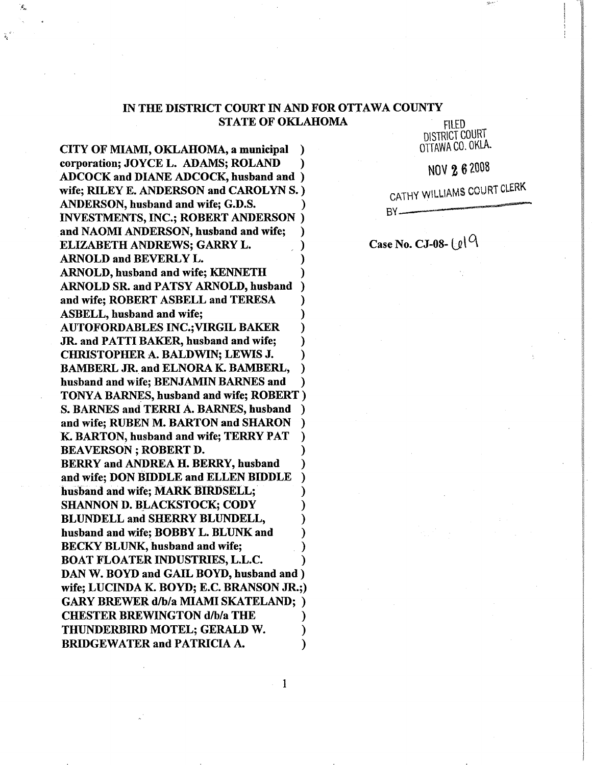# IN THE DISTRICT COURT IN AND FOR OTTAWA COUNTY
# STATE OF OKLAHOMA

FILED
DISTRICT COURT
OTTAWA CO. OKLA.

NOV 26 2008

CATHY WILLIAMS COURT CLERK
BY\_\_\_\_\_\_\_\_\_\_

**CITY OF MIAMI, OKLAHOMA, a municipal corporation; JOYCE L. ADAMS; ROLAND ADCOCK and DIANE ADCOCK, husband and wife; RILEY E. ANDERSON and CAROLYN S. ANDERSON, husband and wife; G.D.S. INVESTMENTS, INC.; ROBERT ANDERSON and NAOMI ANDERSON, husband and wife; ELIZABETH ANDREWS; GARRY L. ARNOLD and BEVERLY L. ARNOLD, husband and wife; KENNETH ARNOLD SR. and PATSY ARNOLD, husband and wife; ROBERT ASBELL and TERESA ASBELL, husband and wife; AUTOFORDABLES INC.; VIRGIL BAKER JR. and PATTI BAKER, husband and wife; CHRISTOPHER A. BALDWIN; LEWIS J. BAMBERL JR. and ELNORA K. BAMBERL, husband and wife; BENJAMIN BARNES and TONYA BARNES, husband and wife; ROBERT S. BARNES and TERRI A. BARNES, husband and wife; RUBEN M. BARTON and SHARON K. BARTON, husband and wife; TERRY PAT BEAVERSON ; ROBERT D. BERRY and ANDREA H. BERRY, husband and wife; DON BIDDLE and ELLEN BIDDLE husband and wife; MARK BIRDSELL; SHANNON D. BLACKSTOCK; CODY BLUNDELL and SHERRY BLUNDELL, husband and wife; BOBBY L. BLUNK and BECKY BLUNK, husband and wife; BOAT FLOATER INDUSTRIES, L.L.C. DAN W. BOYD and GAIL BOYD, husband and wife; LUCINDA K. BOYD; E.C. BRANSON JR.; GARY BREWER d/b/a MIAMI SKATELAND; CHESTER BREWINGTON d/b/a THE THUNDERBIRD MOTEL; GERALD W. BRIDGEWATER and PATRICIA A.**

**Case No. CJ-08- 619**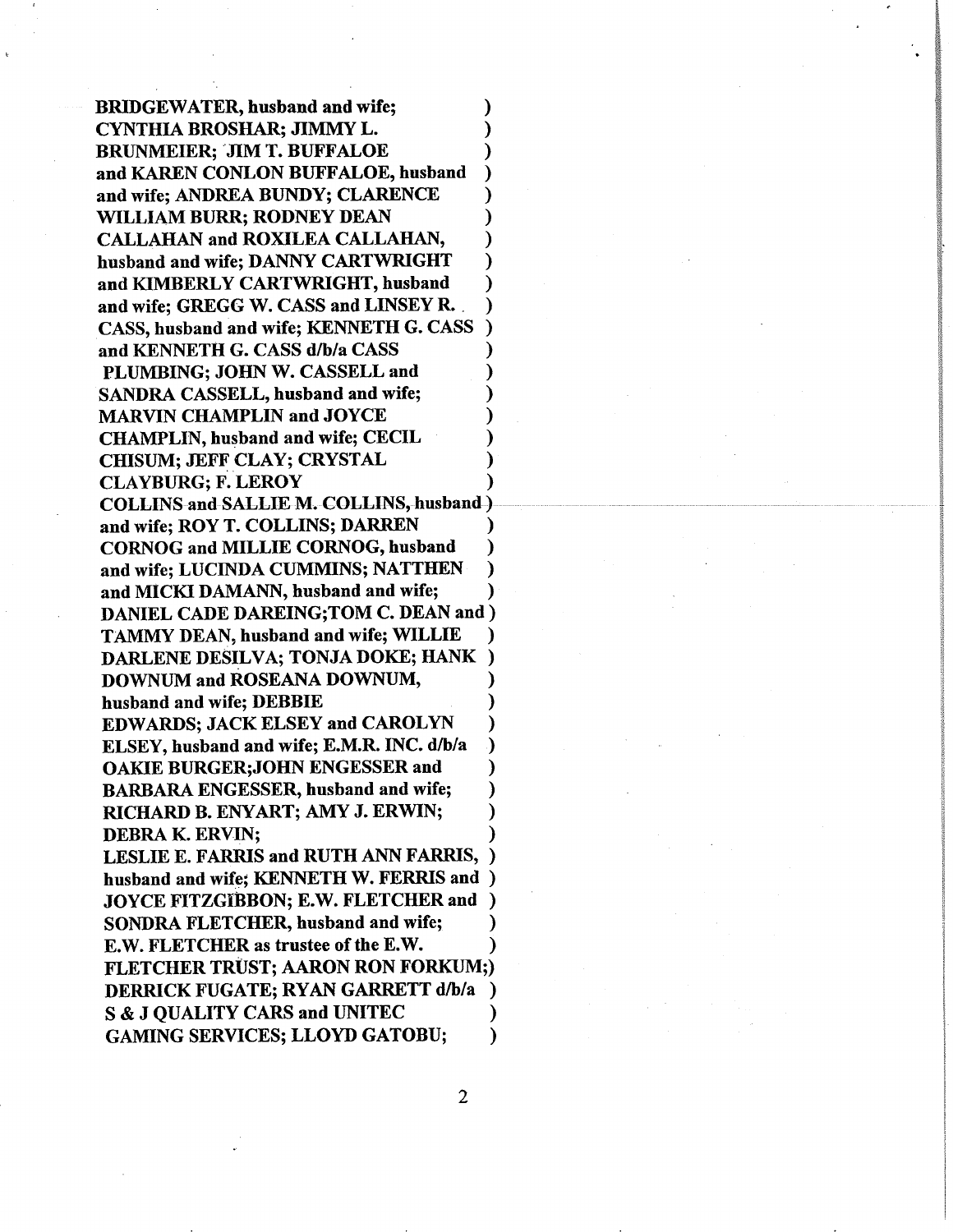**BRIDGEWATER, husband and wife; )**
**CYNTHIA BROSHAR; JIMMY L. )**
**BRUNMEIER; JIM T. BUFFALOE )**
**and KAREN CONLON BUFFALOE, husband )**
**and wife; ANDREA BUNDY; CLARENCE )**
**WILLIAM BURR; RODNEY DEAN )**
**CALLAHAN and ROXILEA CALLAHAN, )**
**husband and wife; DANNY CARTWRIGHT )**
**and KIMBERLY CARTWRIGHT, husband )**
**and wife; GREGG W. CASS and LINSEY R. )**
**CASS, husband and wife; KENNETH G. CASS )**
**and KENNETH G. CASS d/b/a CASS )**
**PLUMBING; JOHN W. CASSELL and )**
**SANDRA CASSELL, husband and wife; )**
**MARVIN CHAMPLIN and JOYCE )**
**CHAMPLIN, husband and wife; CECIL )**
**CHISUM; JEFF CLAY; CRYSTAL )**
**CLAYBURG; F. LEROY )**
**COLLINS and SALLIE M. COLLINS, husband )**
**and wife; ROY T. COLLINS; DARREN )**
**CORNOG and MILLIE CORNOG, husband )**
**and wife; LUCINDA CUMMINS; NATTHEN )**
**and MICKI DAMANN, husband and wife; )**
**DANIEL CADE DAREING;TOM C. DEAN and )**
**TAMMY DEAN, husband and wife; WILLIE )**
**DARLENE DESILVA; TONJA DOKE; HANK )**
**DOWNUM and ROSEANA DOWNUM, )**
**husband and wife; DEBBIE )**
**EDWARDS; JACK ELSEY and CAROLYN )**
**ELSEY, husband and wife; E.M.R. INC. d/b/a )**
**OAKIE BURGER;JOHN ENGESSER and )**
**BARBARA ENGESSER, husband and wife; )**
**RICHARD B. ENYART; AMY J. ERWIN; )**
**DEBRA K. ERVIN; )**
**LESLIE E. FARRIS and RUTH ANN FARRIS, )**
**husband and wife; KENNETH W. FERRIS and )**
**JOYCE FITZGIBBON; E.W. FLETCHER and )**
**SONDRA FLETCHER, husband and wife; )**
**E.W. FLETCHER as trustee of the E.W. )**
**FLETCHER TRUST; AARON RON FORKUM;)**
**DERRICK FUGATE; RYAN GARRETT d/b/a )**
**S & J QUALITY CARS and UNITEC )**
**GAMING SERVICES; LLOYD GATOBU; )**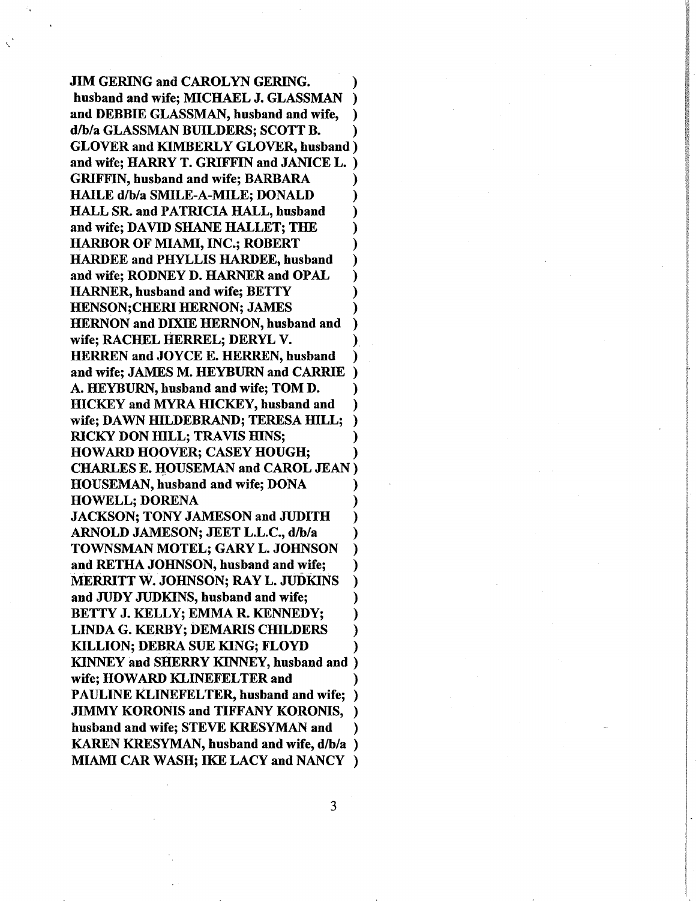**JIM GERING and CAROLYN GERING. )**
**husband and wife; MICHAEL J. GLASSMAN )**
**and DEBBIE GLASSMAN, husband and wife, )**
**d/b/a GLASSMAN BUILDERS; SCOTT B. )**
**GLOVER and KIMBERLY GLOVER, husband )**
**and wife; HARRY T. GRIFFIN and JANICE L. )**
**GRIFFIN, husband and wife; BARBARA )**
**HAILE d/b/a SMILE-A-MILE; DONALD )**
**HALL SR. and PATRICIA HALL, husband )**
**and wife; DAVID SHANE HALLET; THE )**
**HARBOR OF MIAMI, INC.; ROBERT )**
**HARDEE and PHYLLIS HARDEE, husband )**
**and wife; RODNEY D. HARNER and OPAL )**
**HARNER, husband and wife; BETTY )**
**HENSON;CHERI HERNON; JAMES )**
**HERNON and DIXIE HERNON, husband and )**
**wife; RACHEL HERREL; DERYL V. )**
**HERREN and JOYCE E. HERREN, husband )**
**and wife; JAMES M. HEYBURN and CARRIE )**
**A. HEYBURN, husband and wife; TOM D. )**
**HICKEY and MYRA HICKEY, husband and )**
**wife; DAWN HILDEBRAND; TERESA HILL; )**
**RICKY DON HILL; TRAVIS HINS; )**
**HOWARD HOOVER; CASEY HOUGH; )**
**CHARLES E. HOUSEMAN and CAROL JEAN )**
**HOUSEMAN, husband and wife; DONA )**
**HOWELL; DORENA )**
**JACKSON; TONY JAMESON and JUDITH )**
**ARNOLD JAMESON; JEET L.L.C., d/b/a )**
**TOWNSMAN MOTEL; GARY L. JOHNSON )**
**and RETHA JOHNSON, husband and wife; )**
**MERRITT W. JOHNSON; RAY L. JUDKINS )**
**and JUDY JUDKINS, husband and wife; )**
**BETTY J. KELLY; EMMA R. KENNEDY; )**
**LINDA G. KERBY; DEMARIS CHILDERS )**
**KILLION; DEBRA SUE KING; FLOYD )**
**KINNEY and SHERRY KINNEY, husband and )**
**wife; HOWARD KLINEFELTER and )**
**PAULINE KLINEFELTER, husband and wife; )**
**JIMMY KORONIS and TIFFANY KORONIS, )**
**husband and wife; STEVE KRESYMAN and )**
**KAREN KRESYMAN, husband and wife, d/b/a )**
**MIAMI CAR WASH; IKE LACY and NANCY )**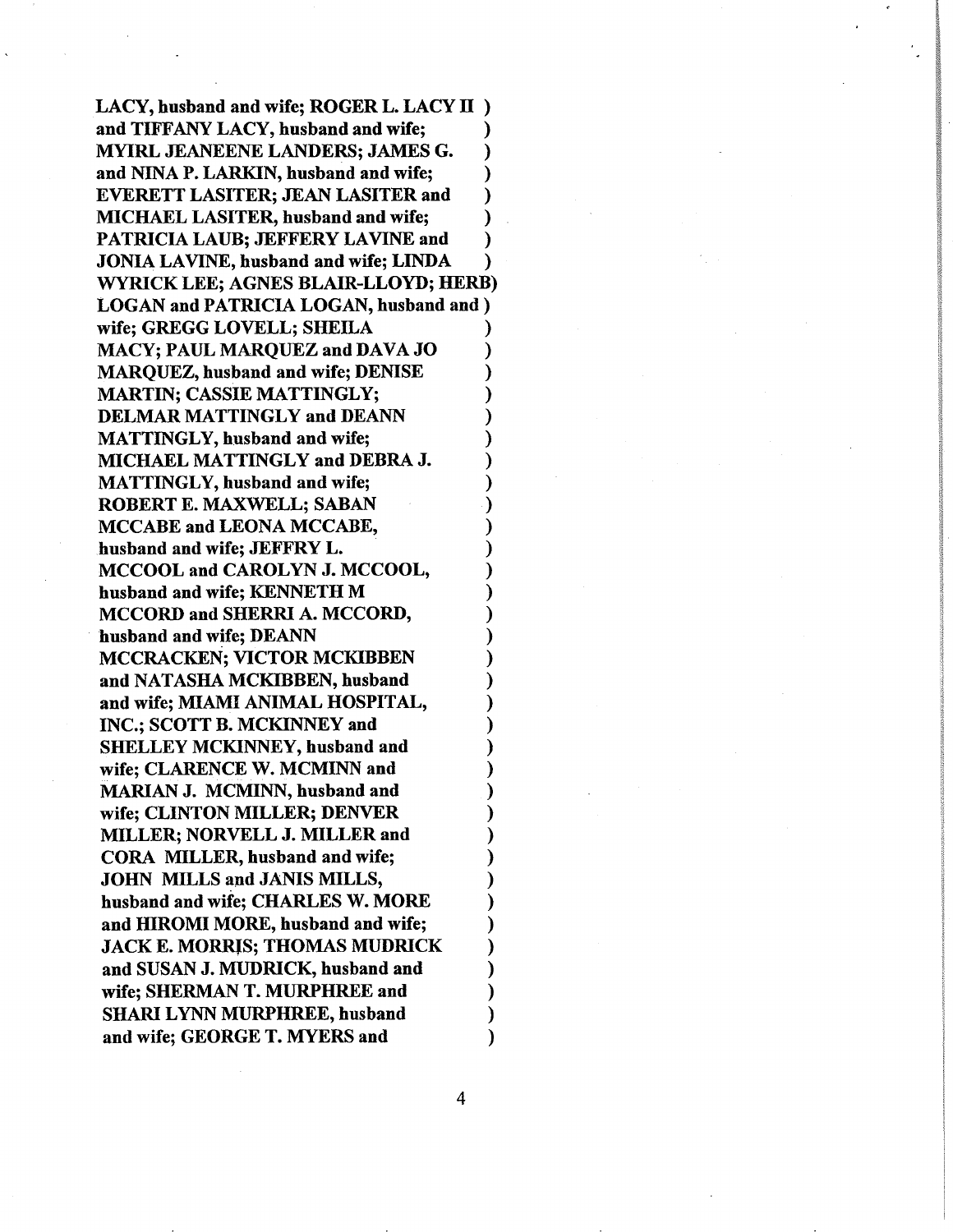**LACY, husband and wife; ROGER L. LACY II )**
**and TIFFANY LACY, husband and wife; )**
**MYIRL JEANEENE LANDERS; JAMES G. )**
**and NINA P. LARKIN, husband and wife; )**
**EVERETT LASITER; JEAN LASITER and )**
**MICHAEL LASITER, husband and wife; )**
**PATRICIA LAUB; JEFFERY LAVINE and )**
**JONIA LAVINE, husband and wife; LINDA )**
**WYRICK LEE; AGNES BLAIR-LLOYD; HERB)**
**LOGAN and PATRICIA LOGAN, husband and )**
**wife; GREGG LOVELL; SHEILA )**
**MACY; PAUL MARQUEZ and DAVA JO )**
**MARQUEZ, husband and wife; DENISE )**
**MARTIN; CASSIE MATTINGLY; )**
**DELMAR MATTINGLY and DEANN )**
**MATTINGLY, husband and wife; )**
**MICHAEL MATTINGLY and DEBRA J. )**
**MATTINGLY, husband and wife; )**
**ROBERT E. MAXWELL; SABAN )**
**MCCABE and LEONA MCCABE, )**
**husband and wife; JEFFRY L. )**
**MCCOOL and CAROLYN J. MCCOOL, )**
**husband and wife; KENNETH M )**
**MCCORD and SHERRI A. MCCORD, )**
**husband and wife; DEANN )**
**MCCRACKEN; VICTOR MCKIBBEN )**
**and NATASHA MCKIBBEN, husband )**
**and wife; MIAMI ANIMAL HOSPITAL, )**
**INC.; SCOTT B. MCKINNEY and )**
**SHELLEY MCKINNEY, husband and )**
**wife; CLARENCE W. MCMINN and )**
**MARIAN J. MCMINN, husband and )**
**wife; CLINTON MILLER; DENVER )**
**MILLER; NORVELL J. MILLER and )**
**CORA MILLER, husband and wife; )**
**JOHN MILLS and JANIS MILLS, )**
**husband and wife; CHARLES W. MORE )**
**and HIROMI MORE, husband and wife; )**
**JACK E. MORRIS; THOMAS MUDRICK )**
**and SUSAN J. MUDRICK, husband and )**
**wife; SHERMAN T. MURPHREE and )**
**SHARI LYNN MURPHREE, husband )**
**and wife; GEORGE T. MYERS and )**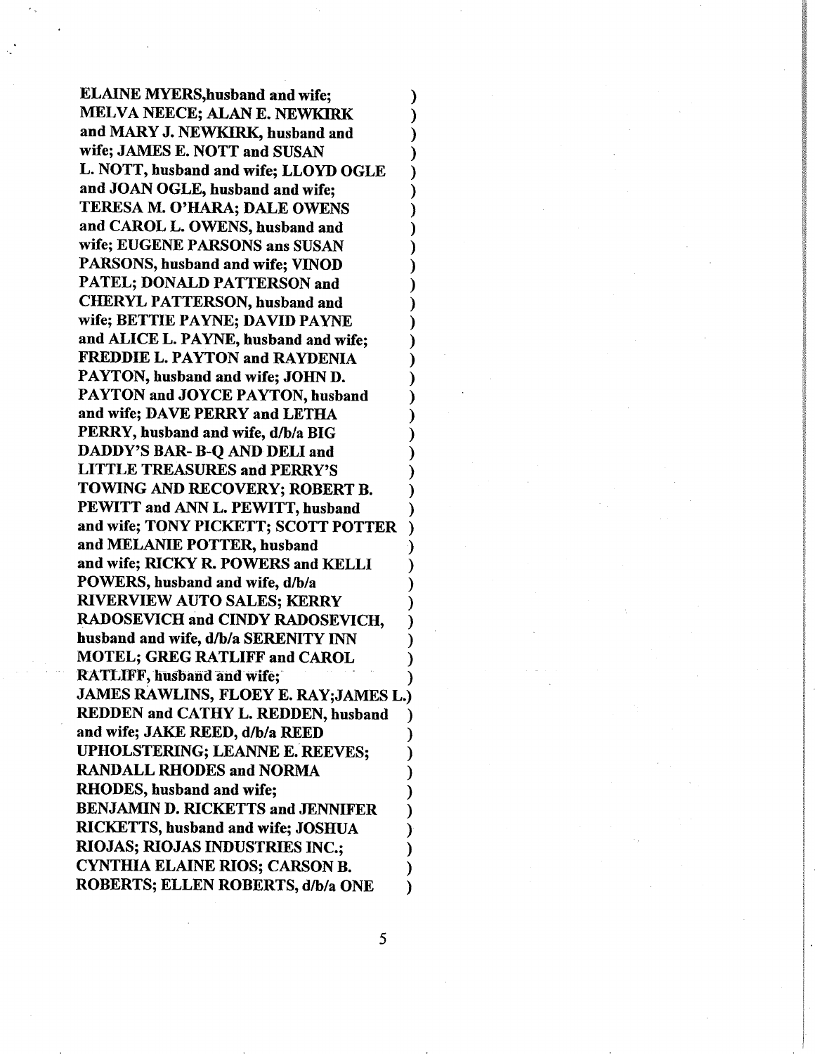**ELAINE MYERS,husband and wife; )**
**MELVA NEECE; ALAN E. NEWKIRK )**
**and MARY J. NEWKIRK, husband and )**
**wife; JAMES E. NOTT and SUSAN )**
**L. NOTT, husband and wife; LLOYD OGLE )**
**and JOAN OGLE, husband and wife; )**
**TERESA M. O'HARA; DALE OWENS )**
**and CAROL L. OWENS, husband and )**
**wife; EUGENE PARSONS ans SUSAN )**
**PARSONS, husband and wife; VINOD )**
**PATEL; DONALD PATTERSON and )**
**CHERYL PATTERSON, husband and )**
**wife; BETTIE PAYNE; DAVID PAYNE )**
**and ALICE L. PAYNE, husband and wife; )**
**FREDDIE L. PAYTON and RAYDENIA )**
**PAYTON, husband and wife; JOHN D. )**
**PAYTON and JOYCE PAYTON, husband )**
**and wife; DAVE PERRY and LETHA )**
**PERRY, husband and wife, d/b/a BIG )**
**DADDY'S BAR- B-Q AND DELI and )**
**LITTLE TREASURES and PERRY'S )**
**TOWING AND RECOVERY; ROBERT B. )**
**PEWITT and ANN L. PEWITT, husband )**
**and wife; TONY PICKETT; SCOTT POTTER )**
**and MELANIE POTTER, husband )**
**and wife; RICKY R. POWERS and KELLI )**
**POWERS, husband and wife, d/b/a )**
**RIVERVIEW AUTO SALES; KERRY )**
**RADOSEVICH and CINDY RADOSEVICH, )**
**husband and wife, d/b/a SERENITY INN )**
**MOTEL; GREG RATLIFF and CAROL )**
**RATLIFF, husband and wife; )**
**JAMES RAWLINS, FLOEY E. RAY;JAMES L.)**
**REDDEN and CATHY L. REDDEN, husband )**
**and wife; JAKE REED, d/b/a REED )**
**UPHOLSTERING; LEANNE E. REEVES; )**
**RANDALL RHODES and NORMA )**
**RHODES, husband and wife; )**
**BENJAMIN D. RICKETTS and JENNIFER )**
**RICKETTS, husband and wife; JOSHUA )**
**RIOJAS; RIOJAS INDUSTRIES INC.; )**
**CYNTHIA ELAINE RIOS; CARSON B. )**
**ROBERTS; ELLEN ROBERTS, d/b/a ONE )**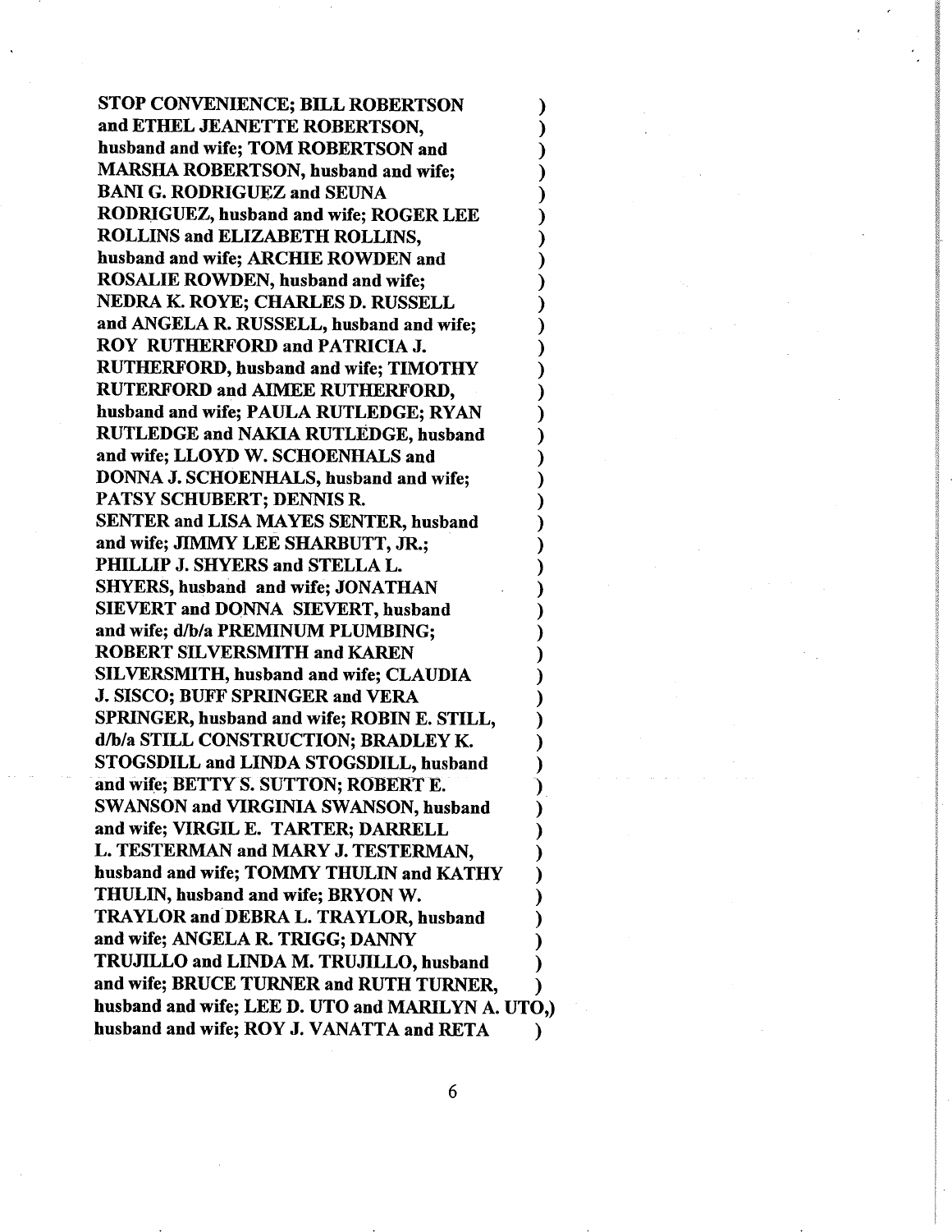**STOP CONVENIENCE; BILL ROBERTSON and ETHEL JEANETTE ROBERTSON, husband and wife; TOM ROBERTSON and MARSHA ROBERTSON, husband and wife; BANI G. RODRIGUEZ and SEUNA RODRIGUEZ, husband and wife; ROGER LEE ROLLINS and ELIZABETH ROLLINS, husband and wife; ARCHIE ROWDEN and ROSALIE ROWDEN, husband and wife; NEDRA K. ROYE; CHARLES D. RUSSELL and ANGELA R. RUSSELL, husband and wife; ROY RUTHERFORD and PATRICIA J. RUTHERFORD, husband and wife; TIMOTHY RUTERFORD and AIMEE RUTHERFORD, husband and wife; PAULA RUTLEDGE; RYAN RUTLEDGE and NAKIA RUTLEDGE, husband and wife; LLOYD W. SCHOENHALS and DONNA J. SCHOENHALS, husband and wife; PATSY SCHUBERT; DENNIS R. SENTER and LISA MAYES SENTER, husband and wife; JIMMY LEE SHARBUTT, JR.; PHILLIP J. SHYERS and STELLA L. SHYERS, husband and wife; JONATHAN SIEVERT and DONNA SIEVERT, husband and wife; d/b/a PREMINUM PLUMBING; ROBERT SILVERSMITH and KAREN SILVERSMITH, husband and wife; CLAUDIA J. SISCO; BUFF SPRINGER and VERA SPRINGER, husband and wife; ROBIN E. STILL, d/b/a STILL CONSTRUCTION; BRADLEY K. STOGSDILL and LINDA STOGSDILL, husband and wife; BETTY S. SUTTON; ROBERT E. SWANSON and VIRGINIA SWANSON, husband and wife; VIRGIL E. TARTER; DARRELL L. TESTERMAN and MARY J. TESTERMAN, husband and wife; TOMMY THULIN and KATHY THULIN, husband and wife; BRYON W. TRAYLOR and DEBRA L. TRAYLOR, husband and wife; ANGELA R. TRIGG; DANNY TRUJILLO and LINDA M. TRUJILLO, husband and wife; BRUCE TURNER and RUTH TURNER, husband and wife; LEE D. UTO and MARILYN A. UTO, husband and wife; ROY J. VANATTA and RETA**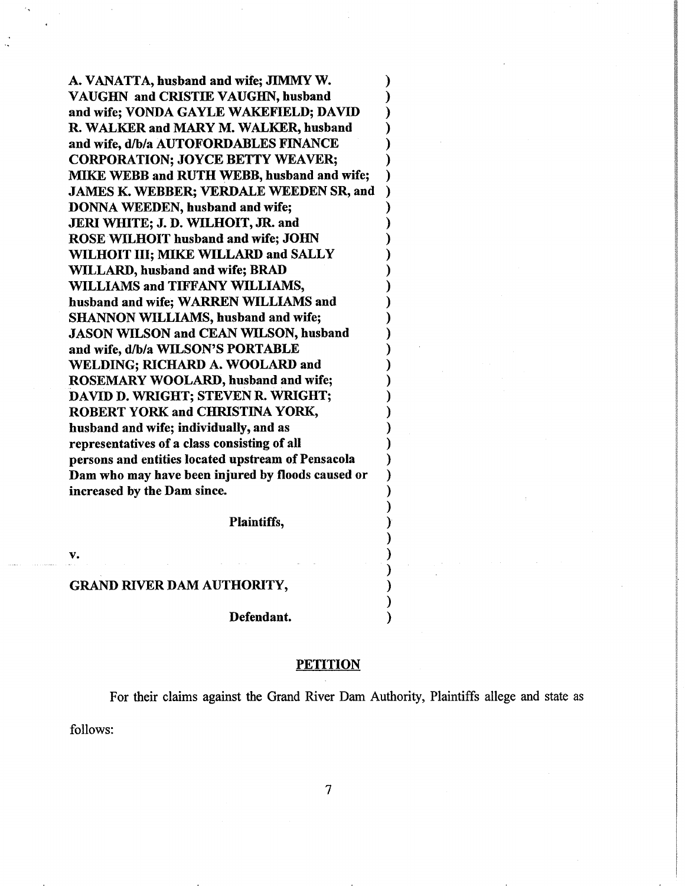**A. VANATTA, husband and wife; JIMMY W. VAUGHN and CRISTIE VAUGHN, husband and wife; VONDA GAYLE WAKEFIELD; DAVID R. WALKER and MARY M. WALKER, husband and wife, d/b/a AUTOFORDABLES FINANCE CORPORATION; JOYCE BETTY WEAVER; MIKE WEBB and RUTH WEBB, husband and wife; JAMES K. WEBBER; VERDALE WEEDEN SR, and DONNA WEEDEN, husband and wife; JERI WHITE; J. D. WILHOIT, JR. and ROSE WILHOIT husband and wife; JOHN WILHOIT III; MIKE WILLARD and SALLY WILLARD, husband and wife; BRAD WILLIAMS and TIFFANY WILLIAMS, husband and wife; WARREN WILLIAMS and SHANNON WILLIAMS, husband and wife; JASON WILSON and CEAN WILSON, husband and wife, d/b/a WILSON'S PORTABLE WELDING; RICHARD A. WOOLARD and ROSEMARY WOOLARD, husband and wife; DAVID D. WRIGHT; STEVEN R. WRIGHT; ROBERT YORK and CHRISTINA YORK, husband and wife; individually, and as representatives of a class consisting of all persons and entities located upstream of Pensacola Dam who may have been injured by floods caused or increased by the Dam since.**

**Plaintiffs,**

**v.**

**GRAND RIVER DAM AUTHORITY,**

**Defendant.**

## PETITION

For their claims against the Grand River Dam Authority, Plaintiffs allege and state as follows: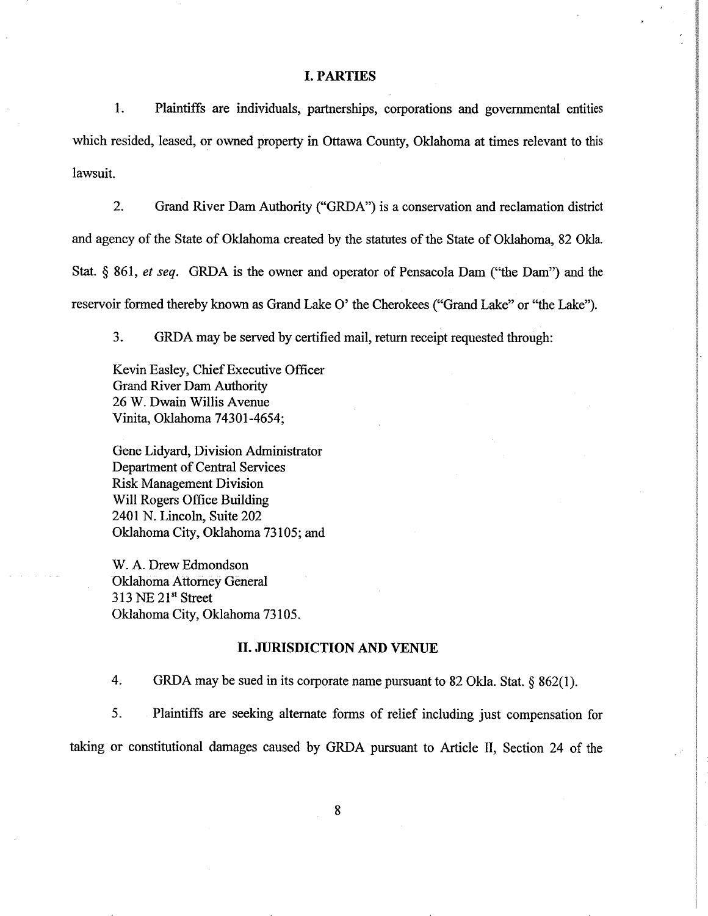## I. PARTIES

1. Plaintiffs are individuals, partnerships, corporations and governmental entities which resided, leased, or owned property in Ottawa County, Oklahoma at times relevant to this lawsuit.

2. Grand River Dam Authority ("GRDA") is a conservation and reclamation district and agency of the State of Oklahoma created by the statutes of the State of Oklahoma, 82 Okla. Stat. § 861, *et seq*. GRDA is the owner and operator of Pensacola Dam ("the Dam") and the reservoir formed thereby known as Grand Lake O' the Cherokees ("Grand Lake" or "the Lake").

3. GRDA may be served by certified mail, return receipt requested through:

Kevin Easley, Chief Executive Officer
Grand River Dam Authority
26 W. Dwain Willis Avenue
Vinita, Oklahoma 74301-4654;

Gene Lidyard, Division Administrator
Department of Central Services
Risk Management Division
Will Rogers Office Building
2401 N. Lincoln, Suite 202
Oklahoma City, Oklahoma 73105; and

W. A. Drew Edmondson
Oklahoma Attorney General
313 NE 21st Street
Oklahoma City, Oklahoma 73105.

## II. JURISDICTION AND VENUE

4. GRDA may be sued in its corporate name pursuant to 82 Okla. Stat. § 862(1).

5. Plaintiffs are seeking alternate forms of relief including just compensation for taking or constitutional damages caused by GRDA pursuant to Article II, Section 24 of the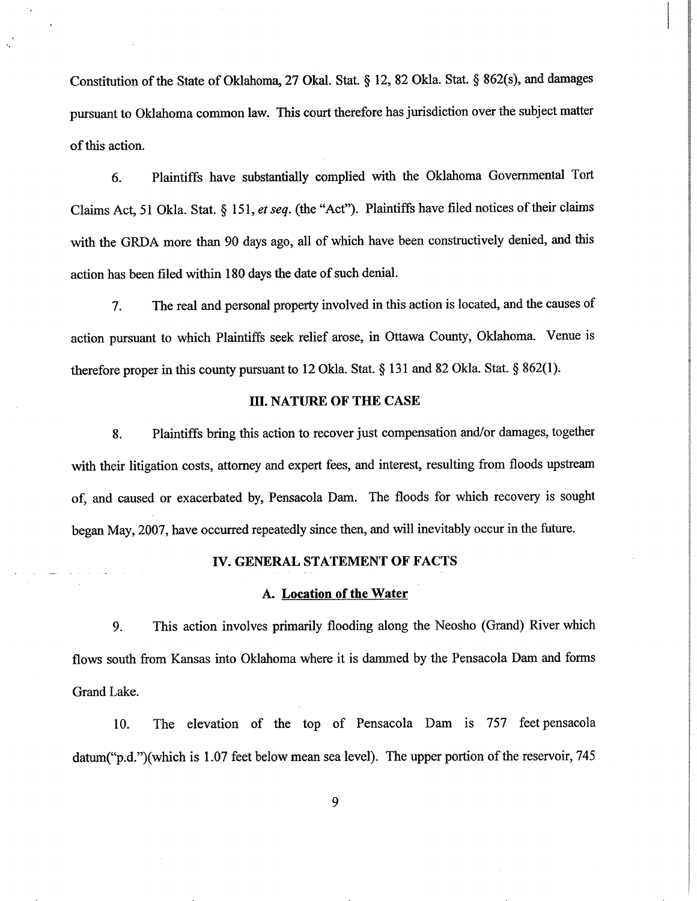Constitution of the State of Oklahoma, 27 Okal. Stat. § 12, 82 Okla. Stat. § 862(s), and damages pursuant to Oklahoma common law. This court therefore has jurisdiction over the subject matter of this action.

6. Plaintiffs have substantially complied with the Oklahoma Governmental Tort Claims Act, 51 Okla. Stat. § 151, *et seq.* (the "Act"). Plaintiffs have filed notices of their claims with the GRDA more than 90 days ago, all of which have been constructively denied, and this action has been filed within 180 days the date of such denial.

7. The real and personal property involved in this action is located, and the causes of action pursuant to which Plaintiffs seek relief arose, in Ottawa County, Oklahoma. Venue is therefore proper in this county pursuant to 12 Okla. Stat. § 131 and 82 Okla. Stat. § 862(1).

## III. NATURE OF THE CASE

8. Plaintiffs bring this action to recover just compensation and/or damages, together with their litigation costs, attorney and expert fees, and interest, resulting from floods upstream of, and caused or exacerbated by, Pensacola Dam. The floods for which recovery is sought began May, 2007, have occurred repeatedly since then, and will inevitably occur in the future.

## IV. GENERAL STATEMENT OF FACTS

### A. Location of the Water

9. This action involves primarily flooding along the Neosho (Grand) River which flows south from Kansas into Oklahoma where it is dammed by the Pensacola Dam and forms Grand Lake.

10. The elevation of the top of Pensacola Dam is 757 feet pensacola datum("p.d.")(which is 1.07 feet below mean sea level). The upper portion of the reservoir, 745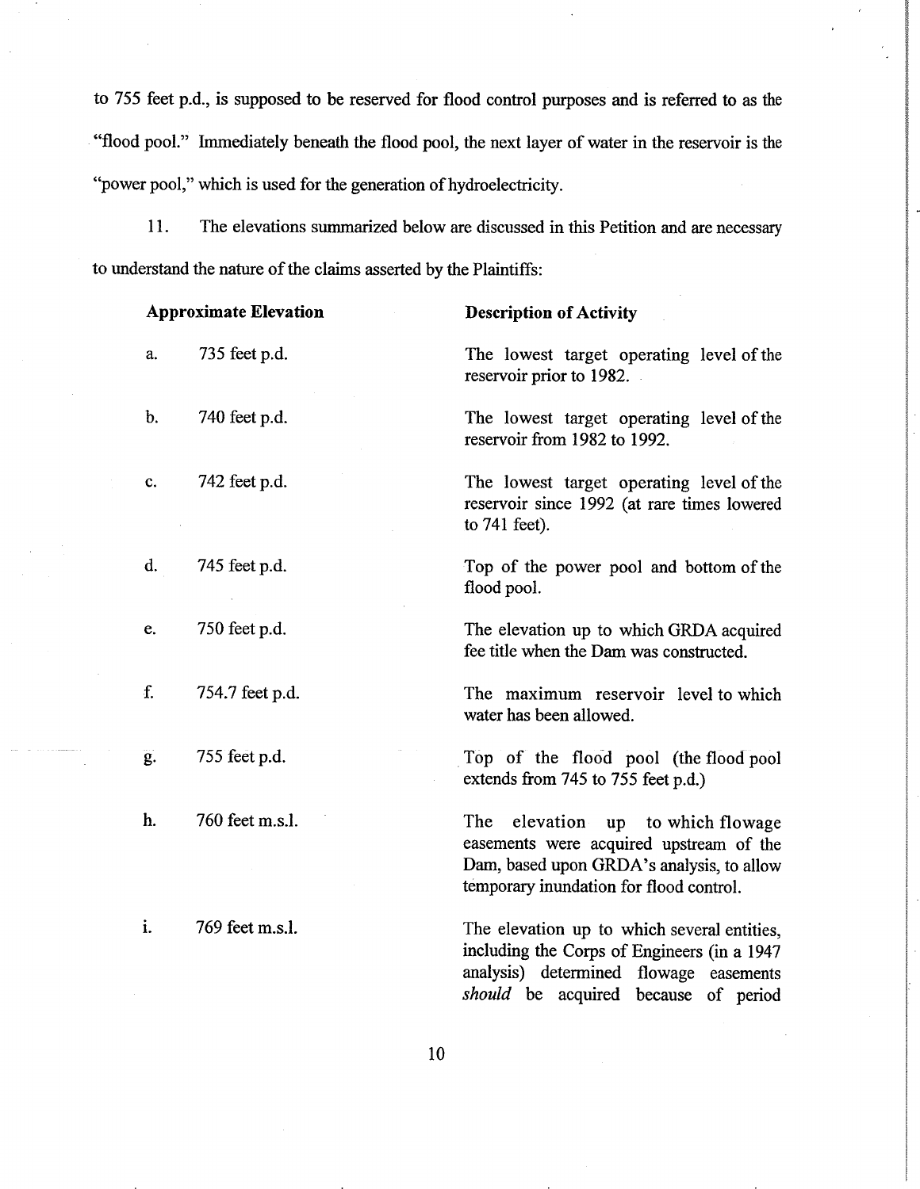to 755 feet p.d., is supposed to be reserved for flood control purposes and is referred to as the "flood pool." Immediately beneath the flood pool, the next layer of water in the reservoir is the "power pool," which is used for the generation of hydroelectricity.

11. The elevations summarized below are discussed in this Petition and are necessary to understand the nature of the claims asserted by the Plaintiffs:

| | **Approximate Elevation** | **Description of Activity** |
|---|---|---|
| a. | 735 feet p.d. | The lowest target operating level of the reservoir prior to 1982. |
| b. | 740 feet p.d. | The lowest target operating level of the reservoir from 1982 to 1992. |
| c. | 742 feet p.d. | The lowest target operating level of the reservoir since 1992 (at rare times lowered to 741 feet). |
| d. | 745 feet p.d. | Top of the power pool and bottom of the flood pool. |
| e. | 750 feet p.d. | The elevation up to which GRDA acquired fee title when the Dam was constructed. |
| f. | 754.7 feet p.d. | The maximum reservoir level to which water has been allowed. |
| g. | 755 feet p.d. | Top of the flood pool (the flood pool extends from 745 to 755 feet p.d.) |
| h. | 760 feet m.s.l. | The elevation up to which flowage easements were acquired upstream of the Dam, based upon GRDA's analysis, to allow temporary inundation for flood control. |
| i. | 769 feet m.s.l. | The elevation up to which several entities, including the Corps of Engineers (in a 1947 analysis) determined flowage easements *should* be acquired because of period |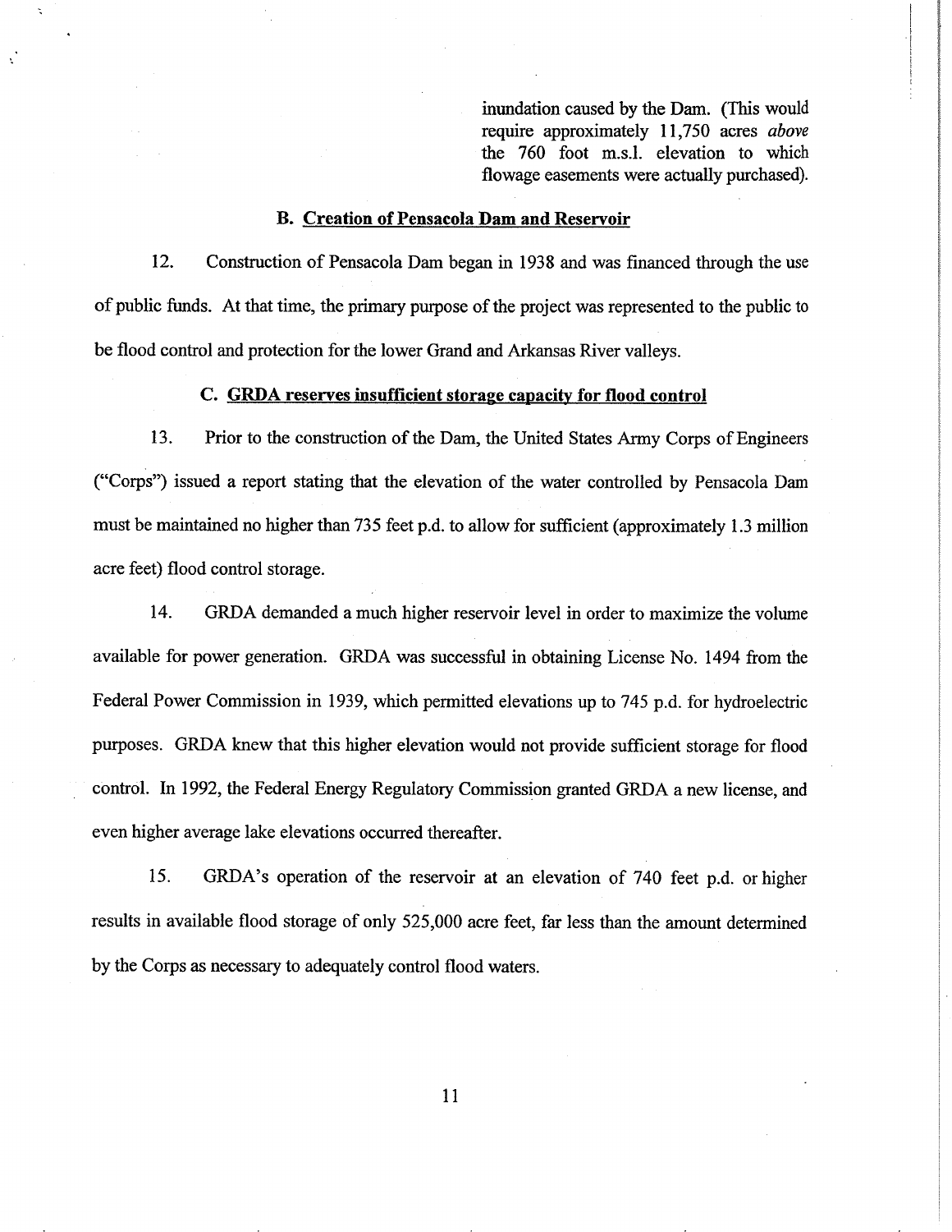inundation caused by the Dam. (This would require approximately 11,750 acres *above* the 760 foot m.s.l. elevation to which flowage easements were actually purchased).

### B. <u>Creation of Pensacola Dam and Reservoir</u>

12. Construction of Pensacola Dam began in 1938 and was financed through the use of public funds. At that time, the primary purpose of the project was represented to the public to be flood control and protection for the lower Grand and Arkansas River valleys.

### C. <u>GRDA reserves insufficient storage capacity for flood control</u>

13. Prior to the construction of the Dam, the United States Army Corps of Engineers ("Corps") issued a report stating that the elevation of the water controlled by Pensacola Dam must be maintained no higher than 735 feet p.d. to allow for sufficient (approximately 1.3 million acre feet) flood control storage.

14. GRDA demanded a much higher reservoir level in order to maximize the volume available for power generation. GRDA was successful in obtaining License No. 1494 from the Federal Power Commission in 1939, which permitted elevations up to 745 p.d. for hydroelectric purposes. GRDA knew that this higher elevation would not provide sufficient storage for flood control. In 1992, the Federal Energy Regulatory Commission granted GRDA a new license, and even higher average lake elevations occurred thereafter.

15. GRDA's operation of the reservoir at an elevation of 740 feet p.d. or higher results in available flood storage of only 525,000 acre feet, far less than the amount determined by the Corps as necessary to adequately control flood waters.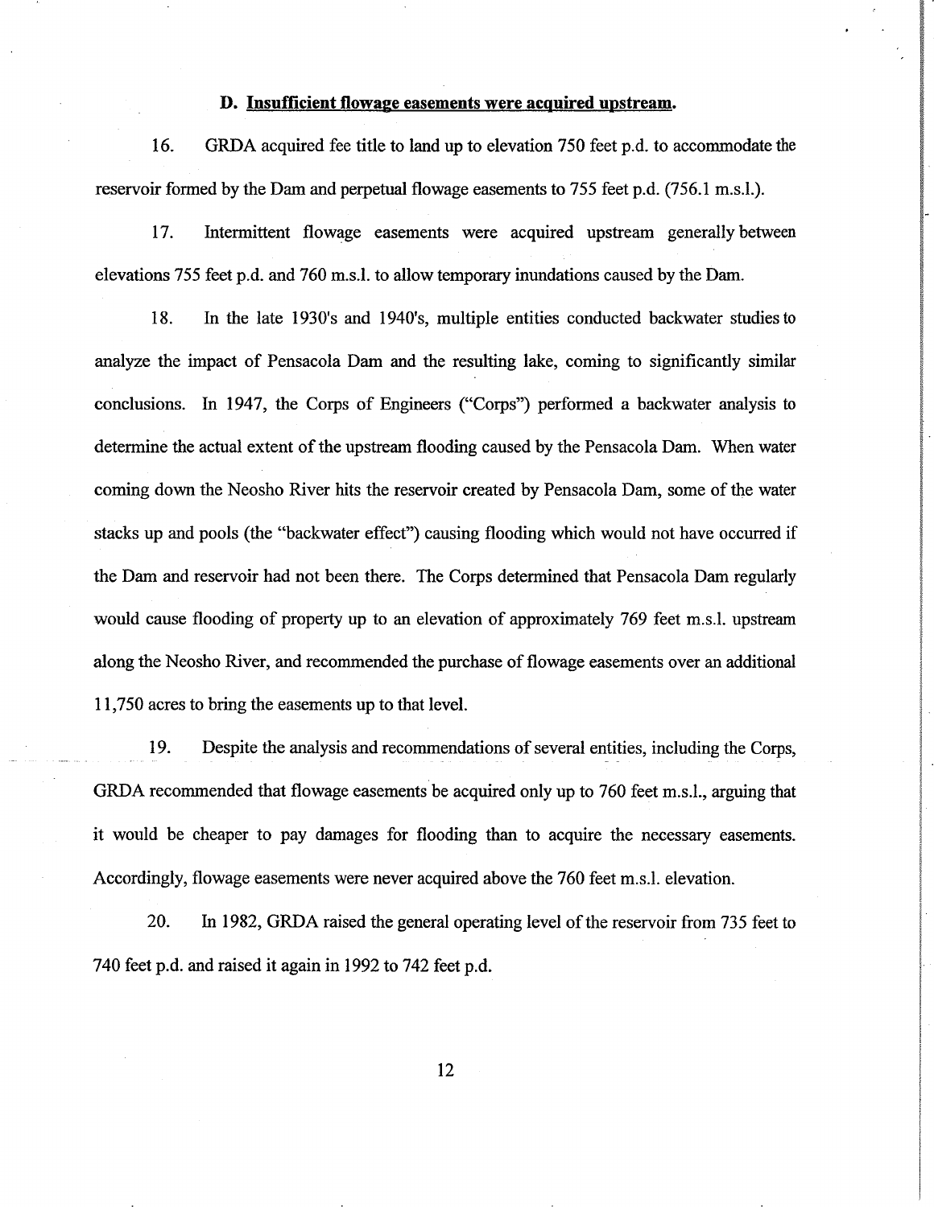### D. **Insufficient flowage easements were acquired upstream.**

16. GRDA acquired fee title to land up to elevation 750 feet p.d. to accommodate the reservoir formed by the Dam and perpetual flowage easements to 755 feet p.d. (756.1 m.s.l.).

17. Intermittent flowage easements were acquired upstream generally between elevations 755 feet p.d. and 760 m.s.l. to allow temporary inundations caused by the Dam.

18. In the late 1930's and 1940's, multiple entities conducted backwater studies to analyze the impact of Pensacola Dam and the resulting lake, coming to significantly similar conclusions. In 1947, the Corps of Engineers ("Corps") performed a backwater analysis to determine the actual extent of the upstream flooding caused by the Pensacola Dam. When water coming down the Neosho River hits the reservoir created by Pensacola Dam, some of the water stacks up and pools (the "backwater effect") causing flooding which would not have occurred if the Dam and reservoir had not been there. The Corps determined that Pensacola Dam regularly would cause flooding of property up to an elevation of approximately 769 feet m.s.l. upstream along the Neosho River, and recommended the purchase of flowage easements over an additional 11,750 acres to bring the easements up to that level.

19. Despite the analysis and recommendations of several entities, including the Corps, GRDA recommended that flowage easements be acquired only up to 760 feet m.s.l., arguing that it would be cheaper to pay damages for flooding than to acquire the necessary easements. Accordingly, flowage easements were never acquired above the 760 feet m.s.l. elevation.

20. In 1982, GRDA raised the general operating level of the reservoir from 735 feet to 740 feet p.d. and raised it again in 1992 to 742 feet p.d.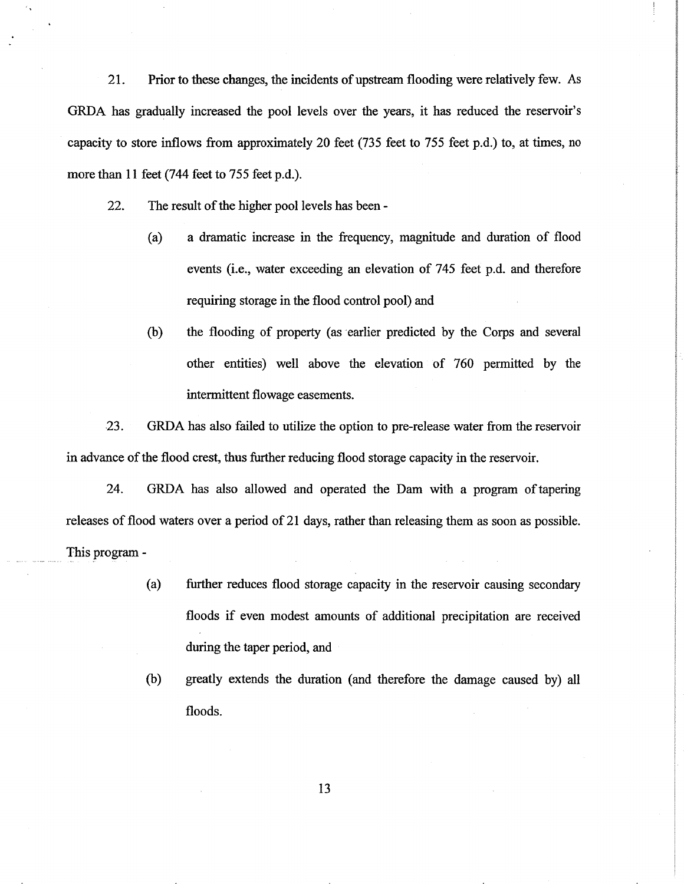21. Prior to these changes, the incidents of upstream flooding were relatively few. As GRDA has gradually increased the pool levels over the years, it has reduced the reservoir's capacity to store inflows from approximately 20 feet (735 feet to 755 feet p.d.) to, at times, no more than 11 feet (744 feet to 755 feet p.d.).

22. The result of the higher pool levels has been -

(a) a dramatic increase in the frequency, magnitude and duration of flood events (i.e., water exceeding an elevation of 745 feet p.d. and therefore requiring storage in the flood control pool) and

(b) the flooding of property (as earlier predicted by the Corps and several other entities) well above the elevation of 760 permitted by the intermittent flowage easements.

23. GRDA has also failed to utilize the option to pre-release water from the reservoir in advance of the flood crest, thus further reducing flood storage capacity in the reservoir.

24. GRDA has also allowed and operated the Dam with a program of tapering releases of flood waters over a period of 21 days, rather than releasing them as soon as possible. This program -

(a) further reduces flood storage capacity in the reservoir causing secondary floods if even modest amounts of additional precipitation are received during the taper period, and

(b) greatly extends the duration (and therefore the damage caused by) all floods.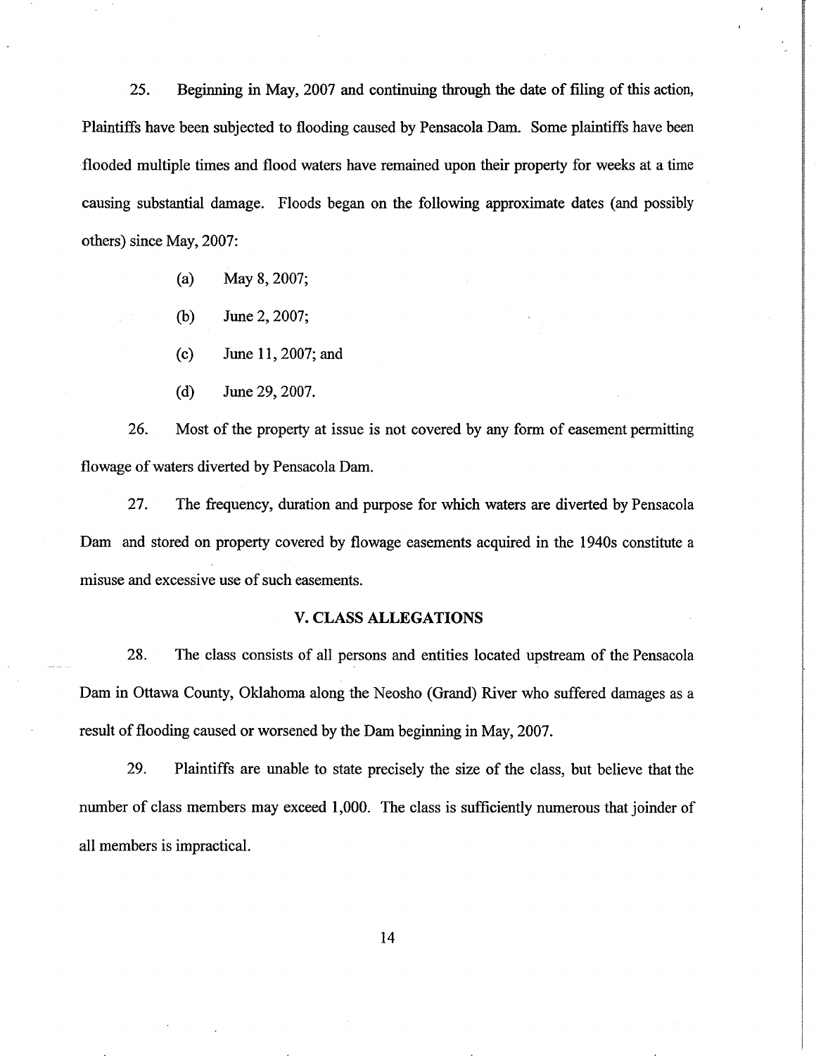25. Beginning in May, 2007 and continuing through the date of filing of this action, Plaintiffs have been subjected to flooding caused by Pensacola Dam. Some plaintiffs have been flooded multiple times and flood waters have remained upon their property for weeks at a time causing substantial damage. Floods began on the following approximate dates (and possibly others) since May, 2007:

(a) May 8, 2007;

(b) June 2, 2007;

(c) June 11, 2007; and

(d) June 29, 2007.

26. Most of the property at issue is not covered by any form of easement permitting flowage of waters diverted by Pensacola Dam.

27. The frequency, duration and purpose for which waters are diverted by Pensacola Dam and stored on property covered by flowage easements acquired in the 1940s constitute a misuse and excessive use of such easements.

## V. CLASS ALLEGATIONS

28. The class consists of all persons and entities located upstream of the Pensacola Dam in Ottawa County, Oklahoma along the Neosho (Grand) River who suffered damages as a result of flooding caused or worsened by the Dam beginning in May, 2007.

29. Plaintiffs are unable to state precisely the size of the class, but believe that the number of class members may exceed 1,000. The class is sufficiently numerous that joinder of all members is impractical.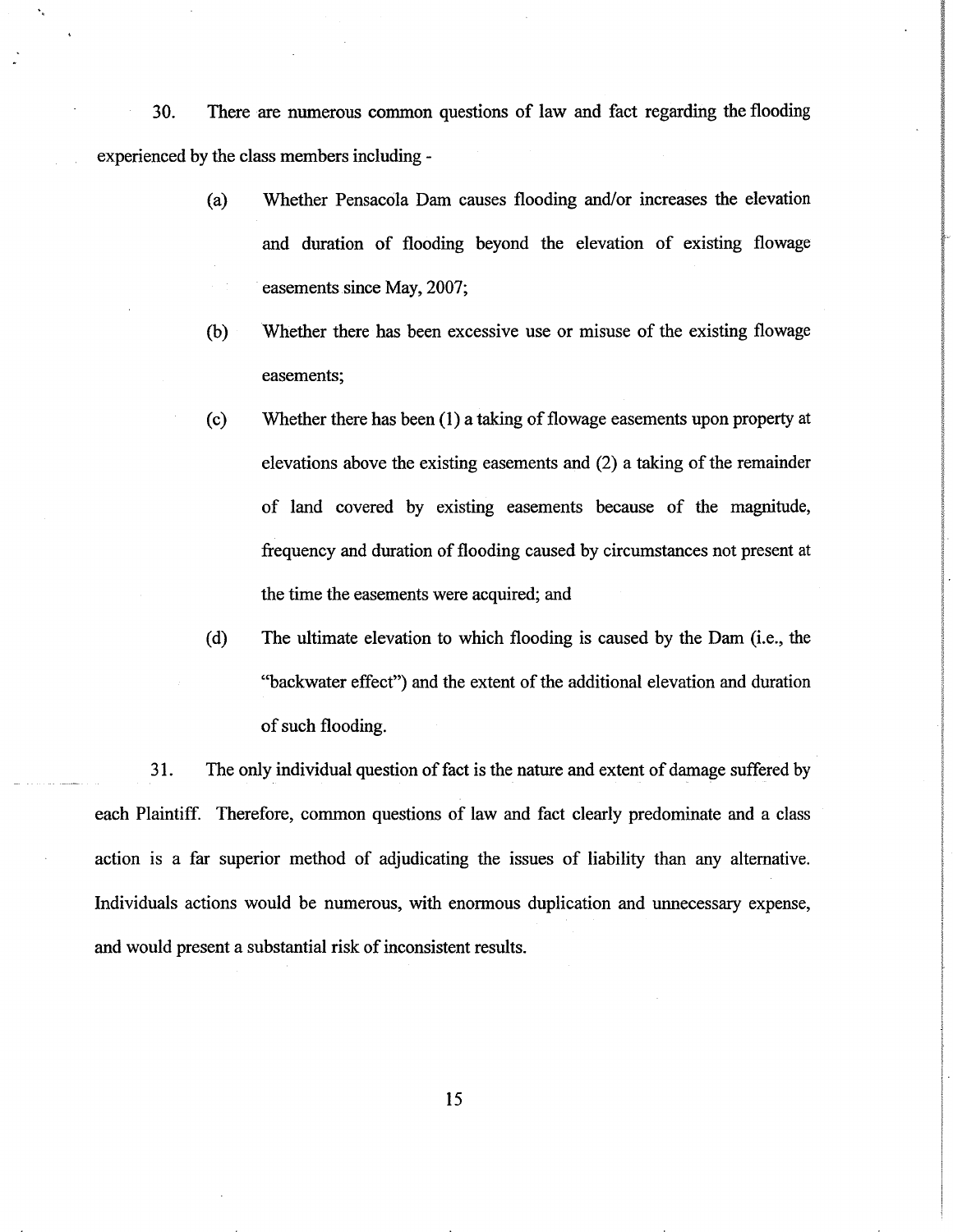30. There are numerous common questions of law and fact regarding the flooding experienced by the class members including -

(a) Whether Pensacola Dam causes flooding and/or increases the elevation and duration of flooding beyond the elevation of existing flowage easements since May, 2007;

(b) Whether there has been excessive use or misuse of the existing flowage easements;

(c) Whether there has been (1) a taking of flowage easements upon property at elevations above the existing easements and (2) a taking of the remainder of land covered by existing easements because of the magnitude, frequency and duration of flooding caused by circumstances not present at the time the easements were acquired; and

(d) The ultimate elevation to which flooding is caused by the Dam (i.e., the "backwater effect") and the extent of the additional elevation and duration of such flooding.

31. The only individual question of fact is the nature and extent of damage suffered by each Plaintiff. Therefore, common questions of law and fact clearly predominate and a class action is a far superior method of adjudicating the issues of liability than any alternative. Individuals actions would be numerous, with enormous duplication and unnecessary expense, and would present a substantial risk of inconsistent results.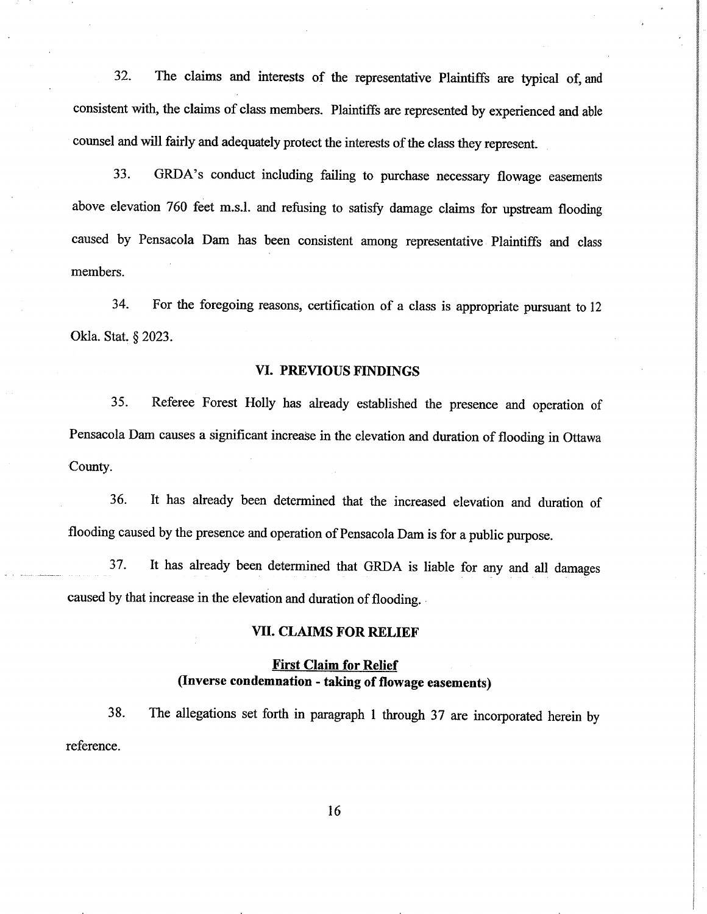32. The claims and interests of the representative Plaintiffs are typical of, and consistent with, the claims of class members. Plaintiffs are represented by experienced and able counsel and will fairly and adequately protect the interests of the class they represent.

33. GRDA's conduct including failing to purchase necessary flowage easements above elevation 760 feet m.s.l. and refusing to satisfy damage claims for upstream flooding caused by Pensacola Dam has been consistent among representative Plaintiffs and class members.

34. For the foregoing reasons, certification of a class is appropriate pursuant to 12 Okla. Stat. § 2023.

## VI. PREVIOUS FINDINGS

35. Referee Forest Holly has already established the presence and operation of Pensacola Dam causes a significant increase in the elevation and duration of flooding in Ottawa County.

36. It has already been determined that the increased elevation and duration of flooding caused by the presence and operation of Pensacola Dam is for a public purpose.

37. It has already been determined that GRDA is liable for any and all damages caused by that increase in the elevation and duration of flooding.

## VII. CLAIMS FOR RELIEF

### First Claim for Relief
### (Inverse condemnation - taking of flowage easements)

38. The allegations set forth in paragraph 1 through 37 are incorporated herein by reference.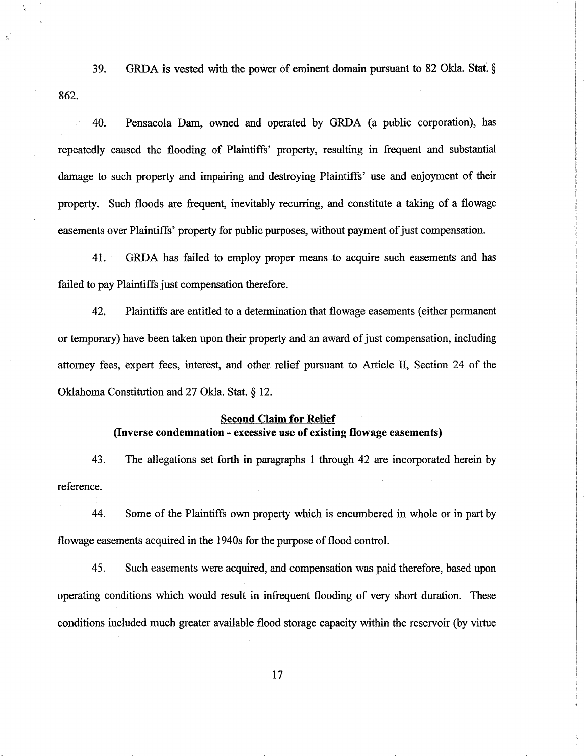39. GRDA is vested with the power of eminent domain pursuant to 82 Okla. Stat. § 862.

40. Pensacola Dam, owned and operated by GRDA (a public corporation), has repeatedly caused the flooding of Plaintiffs' property, resulting in frequent and substantial damage to such property and impairing and destroying Plaintiffs' use and enjoyment of their property. Such floods are frequent, inevitably recurring, and constitute a taking of a flowage easements over Plaintiffs' property for public purposes, without payment of just compensation.

41. GRDA has failed to employ proper means to acquire such easements and has failed to pay Plaintiffs just compensation therefore.

42. Plaintiffs are entitled to a determination that flowage easements (either permanent or temporary) have been taken upon their property and an award of just compensation, including attorney fees, expert fees, interest, and other relief pursuant to Article II, Section 24 of the Oklahoma Constitution and 27 Okla. Stat. § 12.

**Second Claim for Relief**
**(Inverse condemnation - excessive use of existing flowage easements)**

43. The allegations set forth in paragraphs 1 through 42 are incorporated herein by reference.

44. Some of the Plaintiffs own property which is encumbered in whole or in part by flowage easements acquired in the 1940s for the purpose of flood control.

45. Such easements were acquired, and compensation was paid therefore, based upon operating conditions which would result in infrequent flooding of very short duration. These conditions included much greater available flood storage capacity within the reservoir (by virtue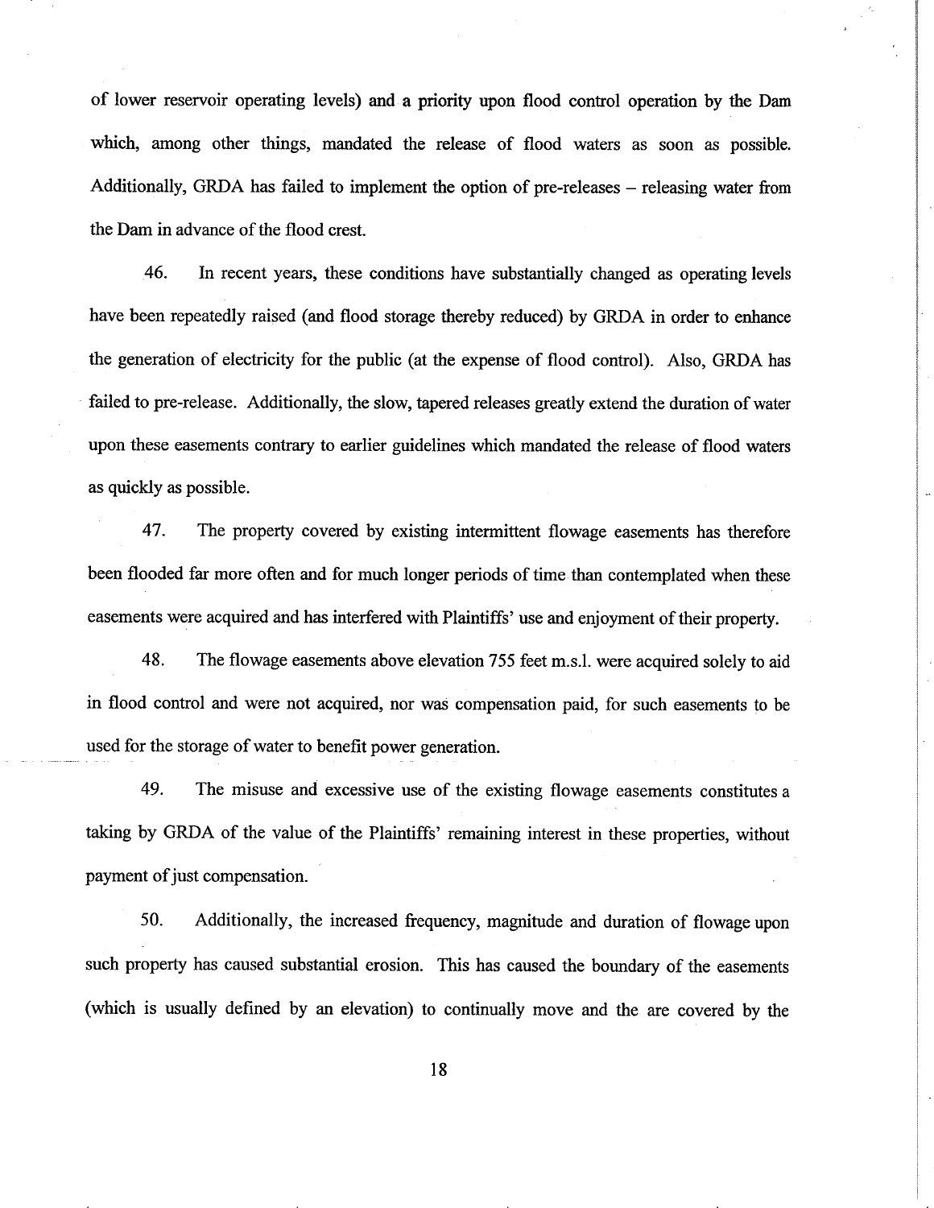of lower reservoir operating levels) and a priority upon flood control operation by the Dam which, among other things, mandated the release of flood waters as soon as possible. Additionally, GRDA has failed to implement the option of pre-releases – releasing water from the Dam in advance of the flood crest.

46. In recent years, these conditions have substantially changed as operating levels have been repeatedly raised (and flood storage thereby reduced) by GRDA in order to enhance the generation of electricity for the public (at the expense of flood control). Also, GRDA has failed to pre-release. Additionally, the slow, tapered releases greatly extend the duration of water upon these easements contrary to earlier guidelines which mandated the release of flood waters as quickly as possible.

47. The property covered by existing intermittent flowage easements has therefore been flooded far more often and for much longer periods of time than contemplated when these easements were acquired and has interfered with Plaintiffs' use and enjoyment of their property.

48. The flowage easements above elevation 755 feet m.s.l. were acquired solely to aid in flood control and were not acquired, nor was compensation paid, for such easements to be used for the storage of water to benefit power generation.

49. The misuse and excessive use of the existing flowage easements constitutes a taking by GRDA of the value of the Plaintiffs' remaining interest in these properties, without payment of just compensation.

50. Additionally, the increased frequency, magnitude and duration of flowage upon such property has caused substantial erosion. This has caused the boundary of the easements (which is usually defined by an elevation) to continually move and the are covered by the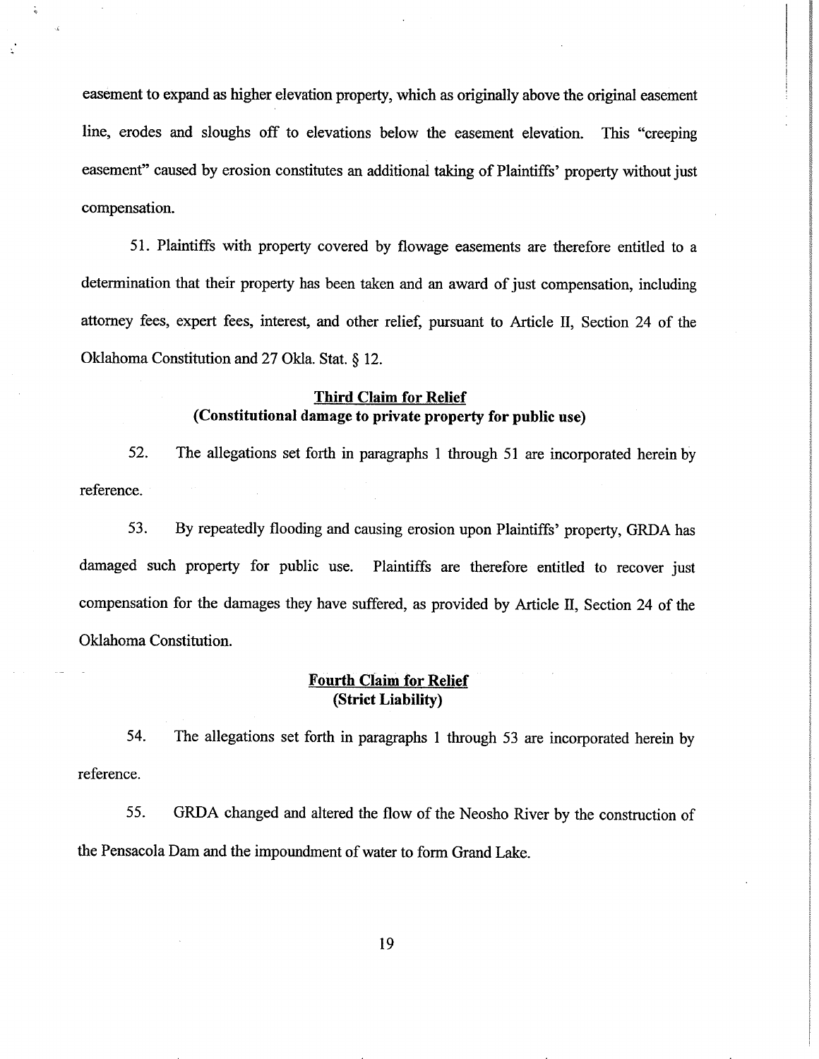easement to expand as higher elevation property, which as originally above the original easement line, erodes and sloughs off to elevations below the easement elevation. This "creeping easement" caused by erosion constitutes an additional taking of Plaintiffs' property without just compensation.

51. Plaintiffs with property covered by flowage easements are therefore entitled to a determination that their property has been taken and an award of just compensation, including attorney fees, expert fees, interest, and other relief, pursuant to Article II, Section 24 of the Oklahoma Constitution and 27 Okla. Stat. § 12.

**<u>Third Claim for Relief</u>**
**(Constitutional damage to private property for public use)**

52. The allegations set forth in paragraphs 1 through 51 are incorporated herein by reference.

53. By repeatedly flooding and causing erosion upon Plaintiffs' property, GRDA has damaged such property for public use. Plaintiffs are therefore entitled to recover just compensation for the damages they have suffered, as provided by Article II, Section 24 of the Oklahoma Constitution.

**<u>Fourth Claim for Relief</u>**
**(Strict Liability)**

54. The allegations set forth in paragraphs 1 through 53 are incorporated herein by reference.

55. GRDA changed and altered the flow of the Neosho River by the construction of the Pensacola Dam and the impoundment of water to form Grand Lake.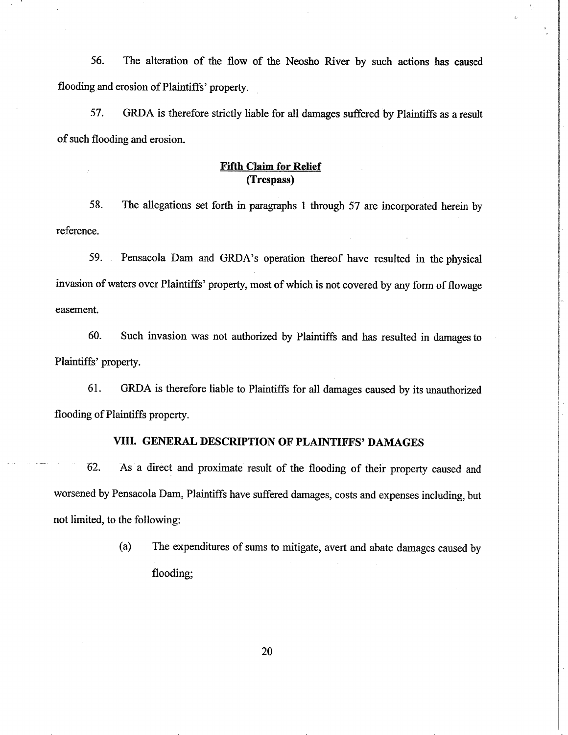56. The alteration of the flow of the Neosho River by such actions has caused flooding and erosion of Plaintiffs' property.

57. GRDA is therefore strictly liable for all damages suffered by Plaintiffs as a result of such flooding and erosion.

**Fifth Claim for Relief**
**(Trespass)**

58. The allegations set forth in paragraphs 1 through 57 are incorporated herein by reference.

59. Pensacola Dam and GRDA's operation thereof have resulted in the physical invasion of waters over Plaintiffs' property, most of which is not covered by any form of flowage easement.

60. Such invasion was not authorized by Plaintiffs and has resulted in damages to Plaintiffs' property.

61. GRDA is therefore liable to Plaintiffs for all damages caused by its unauthorized flooding of Plaintiffs property.

## VIII. GENERAL DESCRIPTION OF PLAINTIFFS' DAMAGES

62. As a direct and proximate result of the flooding of their property caused and worsened by Pensacola Dam, Plaintiffs have suffered damages, costs and expenses including, but not limited, to the following:

(a) The expenditures of sums to mitigate, avert and abate damages caused by flooding;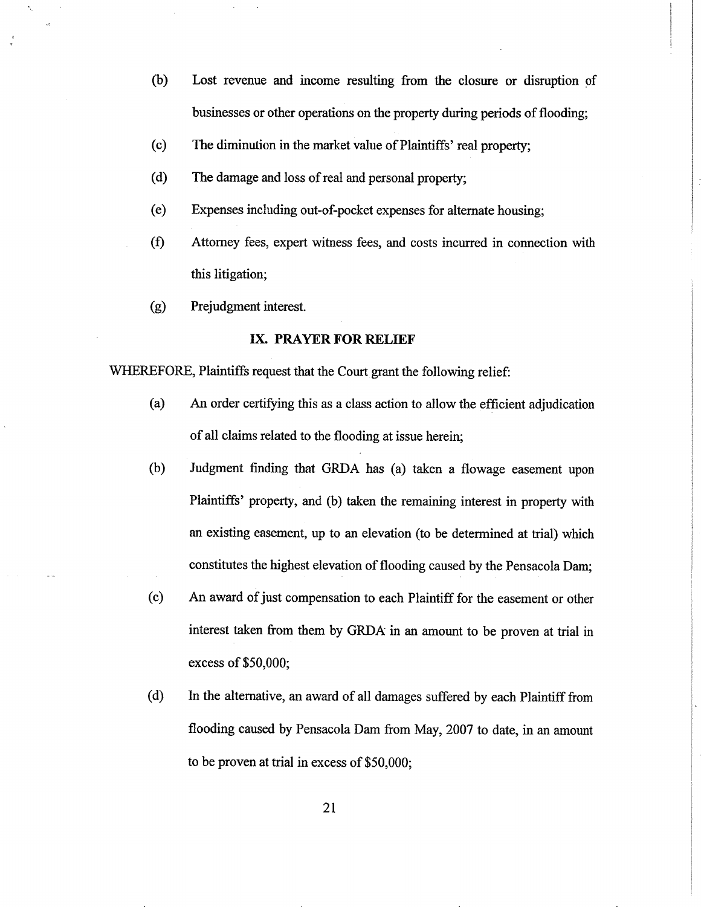(b) Lost revenue and income resulting from the closure or disruption of businesses or other operations on the property during periods of flooding;

(c) The diminution in the market value of Plaintiffs' real property;

(d) The damage and loss of real and personal property;

(e) Expenses including out-of-pocket expenses for alternate housing;

(f) Attorney fees, expert witness fees, and costs incurred in connection with this litigation;

(g) Prejudgment interest.

## IX. PRAYER FOR RELIEF

WHEREFORE, Plaintiffs request that the Court grant the following relief:

(a) An order certifying this as a class action to allow the efficient adjudication of all claims related to the flooding at issue herein;

(b) Judgment finding that GRDA has (a) taken a flowage easement upon Plaintiffs' property, and (b) taken the remaining interest in property with an existing easement, up to an elevation (to be determined at trial) which constitutes the highest elevation of flooding caused by the Pensacola Dam;

(c) An award of just compensation to each Plaintiff for the easement or other interest taken from them by GRDA in an amount to be proven at trial in excess of $50,000;

(d) In the alternative, an award of all damages suffered by each Plaintiff from flooding caused by Pensacola Dam from May, 2007 to date, in an amount to be proven at trial in excess of $50,000;